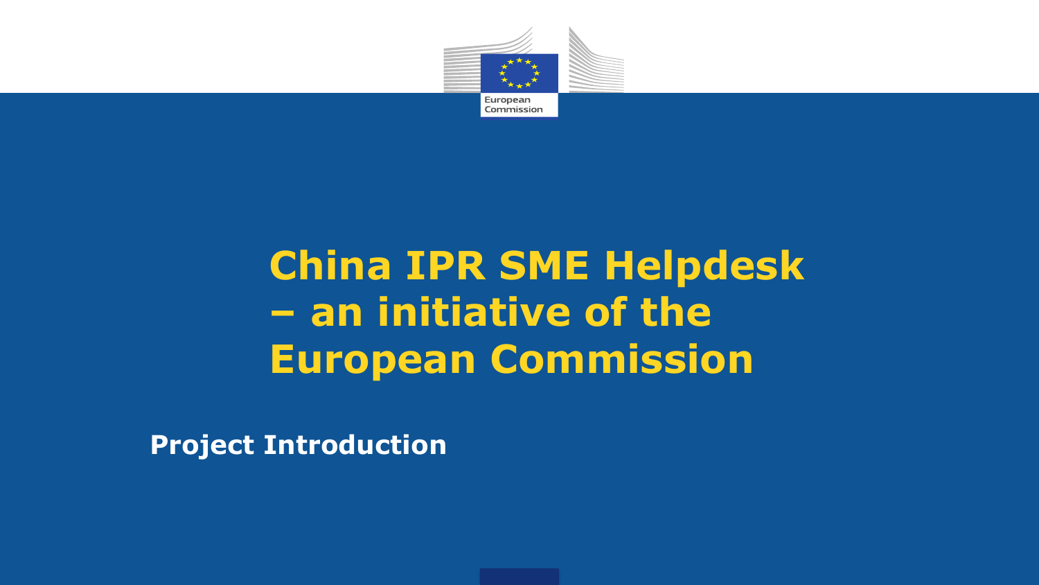# China IPR SME Helpdesk – an initiative of the European Commission

**Project Introduction**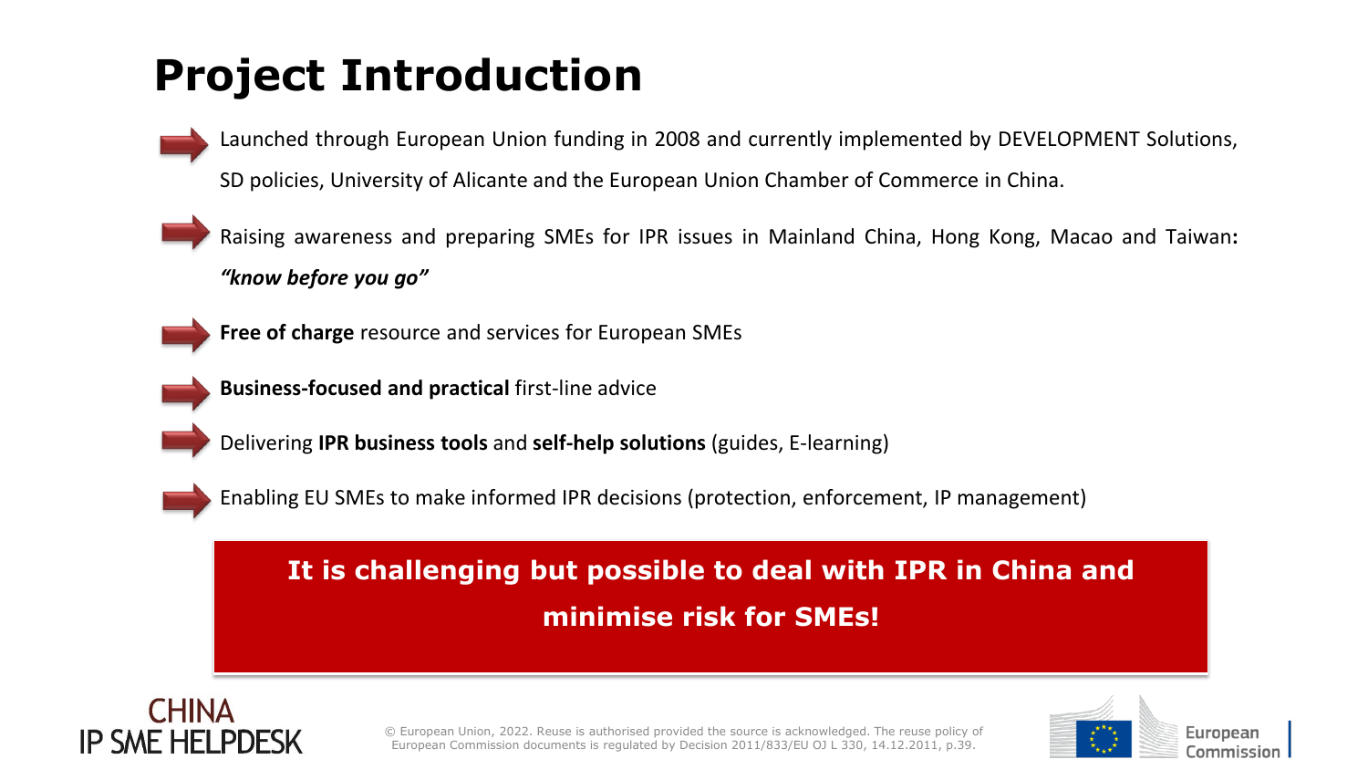# Project Introduction

- Launched through European Union funding in 2008 and currently implemented by DEVELOPMENT Solutions, SD policies, University of Alicante and the European Union Chamber of Commerce in China.
- Raising awareness and preparing SMEs for IPR issues in Mainland China, Hong Kong, Macao and Taiwan: ***"know before you go"***
- **Free of charge** resource and services for European SMEs
- **Business-focused and practical** first-line advice
- Delivering **IPR business tools** and **self-help solutions** (guides, E-learning)
- Enabling EU SMEs to make informed IPR decisions (protection, enforcement, IP management)

**It is challenging but possible to deal with IPR in China and minimise risk for SMEs!**

CHINA IP SME HELPDESK

© European Union, 2022. Reuse is authorised provided the source is acknowledged. The reuse policy of European Commission documents is regulated by Decision 2011/833/EU OJ L 330, 14.12.2011, p.39.

European Commission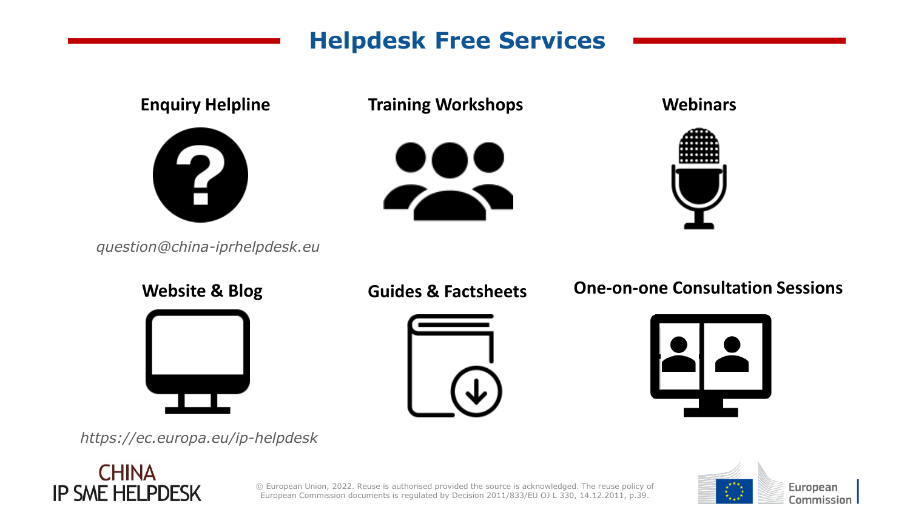# Helpdesk Free Services

### Enquiry Helpline

*question@china-iprhelpdesk.eu*

### Training Workshops

### Webinars

### Website & Blog

*https://ec.europa.eu/ip-helpdesk*

### Guides & Factsheets

### One-on-one Consultation Sessions

© European Union, 2022. Reuse is authorised provided the source is acknowledged. The reuse policy of European Commission documents is regulated by Decision 2011/833/EU OJ L 330, 14.12.2011, p.39.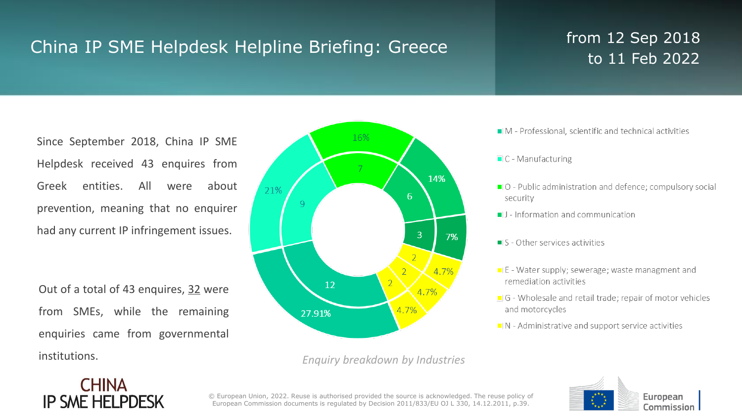# China IP SME Helpdesk Helpline Briefing: Greece

from 12 Sep 2018 to 11 Feb 2022

Since September 2018, China IP SME Helpdesk received 43 enquires from Greek entities. All were about prevention, meaning that no enquirer had any current IP infringement issues.

Out of a total of 43 enquires, 32 were from SMEs, while the remaining enquiries came from governmental institutions.

| Industry | Enquiries | Share |
|---|---|---|
| M - Professional, scientific and technical activities | 12 | 27.91% |
| C - Manufacturing | 9 | 21% |
| O - Public administration and defence; compulsory social security | 7 | 16% |
| J - Information and communication | 6 | 14% |
| S - Other services activities | 3 | 7% |
| E - Water supply; sewerage; waste managment and remediation activities | 2 | 4.7% |
| G - Wholesale and retail trade; repair of motor vehicles and motorcycles | 2 | 4.7% |
| N - Administrative and support service activities | 2 | 4.7% |

*Enquiry breakdown by Industries*

© European Union, 2022. Reuse is authorised provided the source is acknowledged. The reuse policy of European Commission documents is regulated by Decision 2011/833/EU OJ L 330, 14.12.2011, p.39.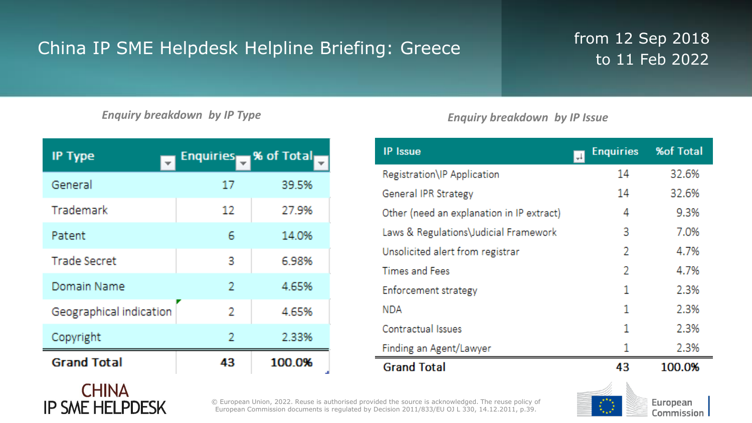# China IP SME Helpdesk Helpline Briefing: Greece

from 12 Sep 2018 to 11 Feb 2022

*Enquiry breakdown by IP Type*

| IP Type | Enquiries | % of Total |
|---|---|---|
| General | 17 | 39.5% |
| Trademark | 12 | 27.9% |
| Patent | 6 | 14.0% |
| Trade Secret | 3 | 6.98% |
| Domain Name | 2 | 4.65% |
| Geographical indication | 2 | 4.65% |
| Copyright | 2 | 2.33% |
| **Grand Total** | **43** | **100.0%** |

*Enquiry breakdown by IP Issue*

| IP Issue | Enquiries | %of Total |
|---|---|---|
| Registration\IP Application | 14 | 32.6% |
| General IPR Strategy | 14 | 32.6% |
| Other (need an explanation in IP extract) | 4 | 9.3% |
| Laws & Regulations\Judicial Framework | 3 | 7.0% |
| Unsolicited alert from registrar | 2 | 4.7% |
| Times and Fees | 2 | 4.7% |
| Enforcement strategy | 1 | 2.3% |
| NDA | 1 | 2.3% |
| Contractual Issues | 1 | 2.3% |
| Finding an Agent/Lawyer | 1 | 2.3% |
| **Grand Total** | **43** | **100.0%** |

CHINA IP SME HELPDESK

© European Union, 2022. Reuse is authorised provided the source is acknowledged. The reuse policy of European Commission documents is regulated by Decision 2011/833/EU OJ L 330, 14.12.2011, p.39.

European Commission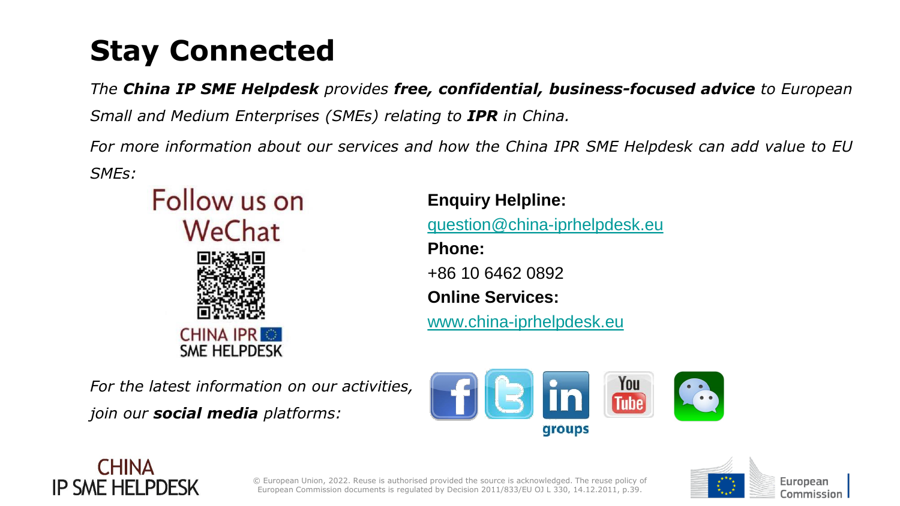# Stay Connected

*The **China IP SME Helpdesk** provides **free, confidential, business-focused advice** to European Small and Medium Enterprises (SMEs) relating to **IPR** in China.*

*For more information about our services and how the China IPR SME Helpdesk can add value to EU SMEs:*

Follow us on WeChat

CHINA IPR SME HELPDESK

**Enquiry Helpline:**

question@china-iprhelpdesk.eu

**Phone:**

+86 10 6462 0892

**Online Services:**

www.china-iprhelpdesk.eu

*For the latest information on our activities, join our **social media** platforms:*

groups

CHINA IP SME HELPDESK

© European Union, 2022. Reuse is authorised provided the source is acknowledged. The reuse policy of European Commission documents is regulated by Decision 2011/833/EU OJ L 330, 14.12.2011, p.39.

European Commission